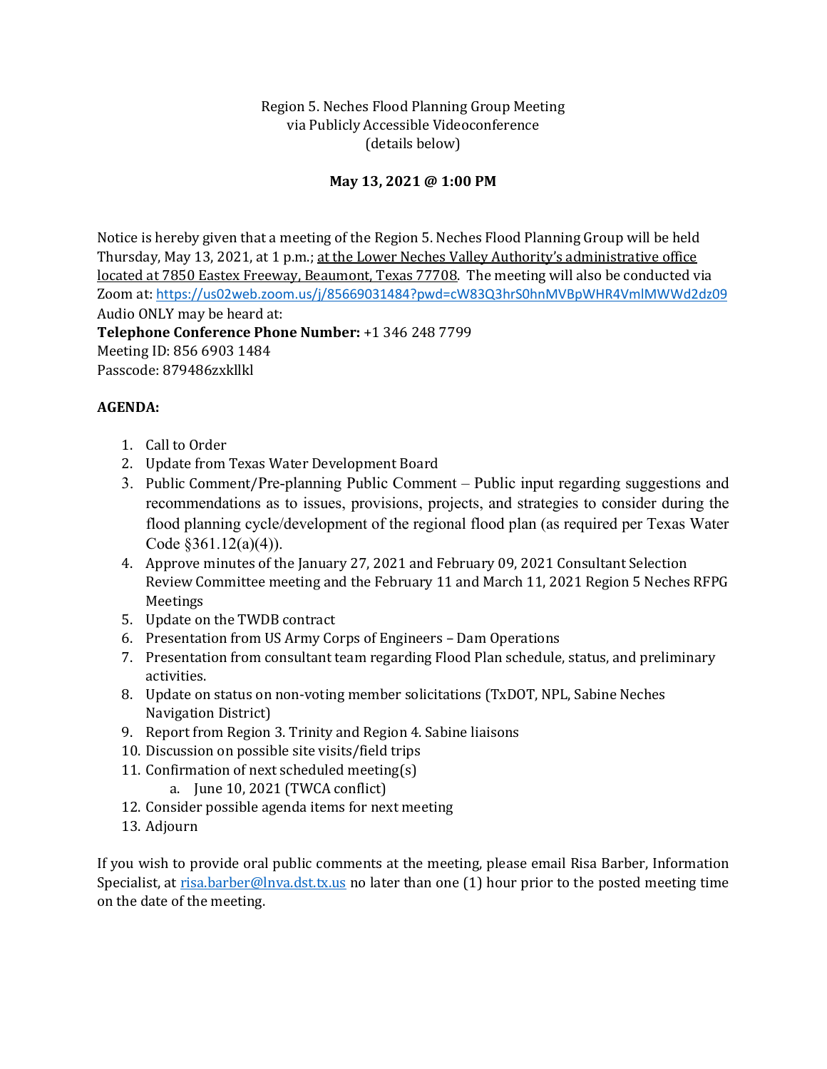Region 5. Neches Flood Planning Group Meeting
via Publicly Accessible Videoconference
(details below)

**May 13, 2021 @ 1:00 PM**

Notice is hereby given that a meeting of the Region 5. Neches Flood Planning Group will be held Thursday, May 13, 2021, at 1 p.m.; at the Lower Neches Valley Authority's administrative office located at 7850 Eastex Freeway, Beaumont, Texas 77708. The meeting will also be conducted via Zoom at: https://us02web.zoom.us/j/85669031484?pwd=cW83Q3hrS0hnMVBpWHR4VmlMWWd2dz09
Audio ONLY may be heard at:
**Telephone Conference Phone Number:** +1 346 248 7799
Meeting ID: 856 6903 1484
Passcode: 879486zxkllkl

**AGENDA:**

1. Call to Order
2. Update from Texas Water Development Board
3. Public Comment/Pre-planning Public Comment – Public input regarding suggestions and recommendations as to issues, provisions, projects, and strategies to consider during the flood planning cycle/development of the regional flood plan (as required per Texas Water Code §361.12(a)(4)).
4. Approve minutes of the January 27, 2021 and February 09, 2021 Consultant Selection Review Committee meeting and the February 11 and March 11, 2021 Region 5 Neches RFPG Meetings
5. Update on the TWDB contract
6. Presentation from US Army Corps of Engineers – Dam Operations
7. Presentation from consultant team regarding Flood Plan schedule, status, and preliminary activities.
8. Update on status on non-voting member solicitations (TxDOT, NPL, Sabine Neches Navigation District)
9. Report from Region 3. Trinity and Region 4. Sabine liaisons
10. Discussion on possible site visits/field trips
11. Confirmation of next scheduled meeting(s)
    a. June 10, 2021 (TWCA conflict)
12. Consider possible agenda items for next meeting
13. Adjourn

If you wish to provide oral public comments at the meeting, please email Risa Barber, Information Specialist, at risa.barber@lnva.dst.tx.us no later than one (1) hour prior to the posted meeting time on the date of the meeting.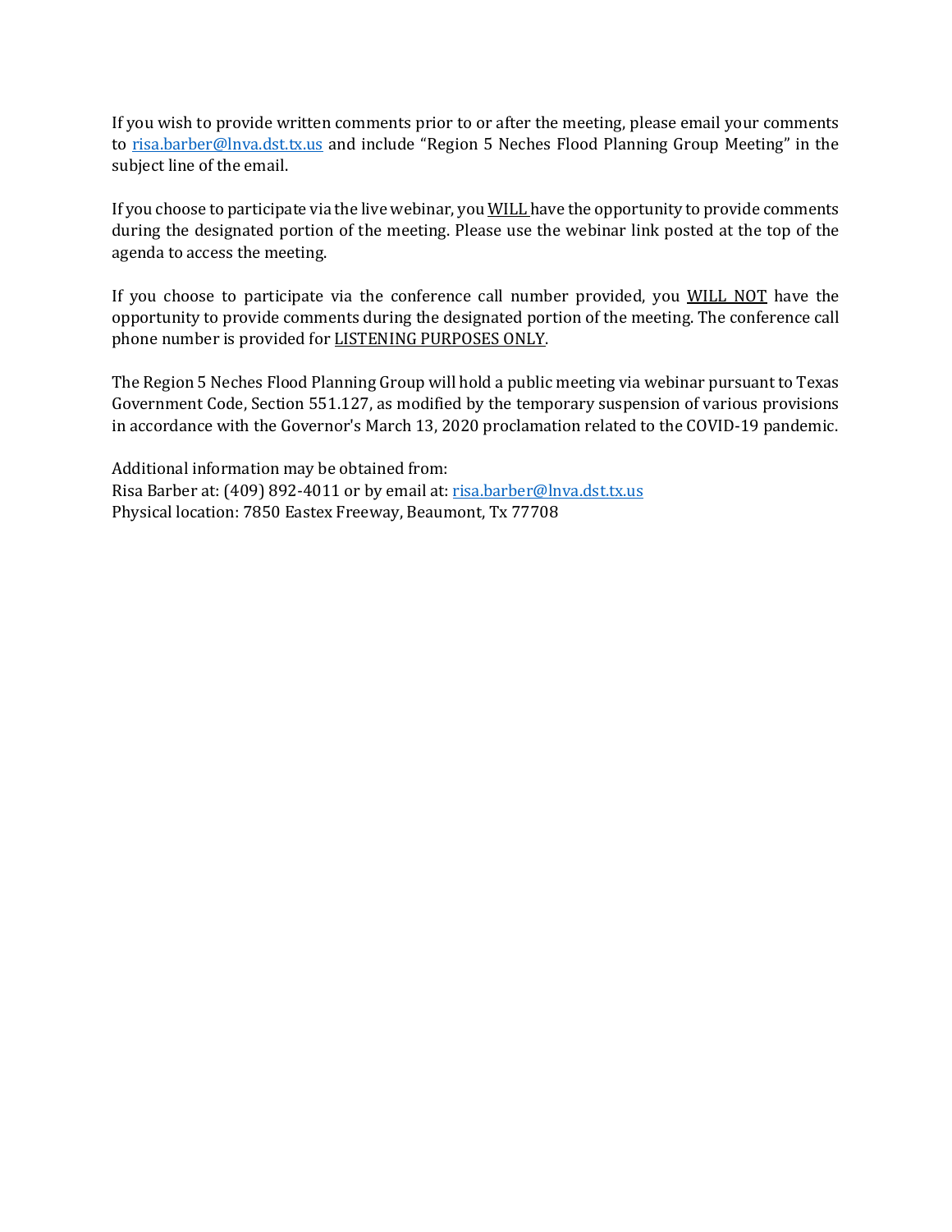If you wish to provide written comments prior to or after the meeting, please email your comments to risa.barber@lnva.dst.tx.us and include "Region 5 Neches Flood Planning Group Meeting" in the subject line of the email.

If you choose to participate via the live webinar, you WILL have the opportunity to provide comments during the designated portion of the meeting. Please use the webinar link posted at the top of the agenda to access the meeting.

If you choose to participate via the conference call number provided, you WILL NOT have the opportunity to provide comments during the designated portion of the meeting. The conference call phone number is provided for LISTENING PURPOSES ONLY.

The Region 5 Neches Flood Planning Group will hold a public meeting via webinar pursuant to Texas Government Code, Section 551.127, as modified by the temporary suspension of various provisions in accordance with the Governor's March 13, 2020 proclamation related to the COVID-19 pandemic.

Additional information may be obtained from:
Risa Barber at: (409) 892-4011 or by email at: risa.barber@lnva.dst.tx.us
Physical location: 7850 Eastex Freeway, Beaumont, Tx 77708